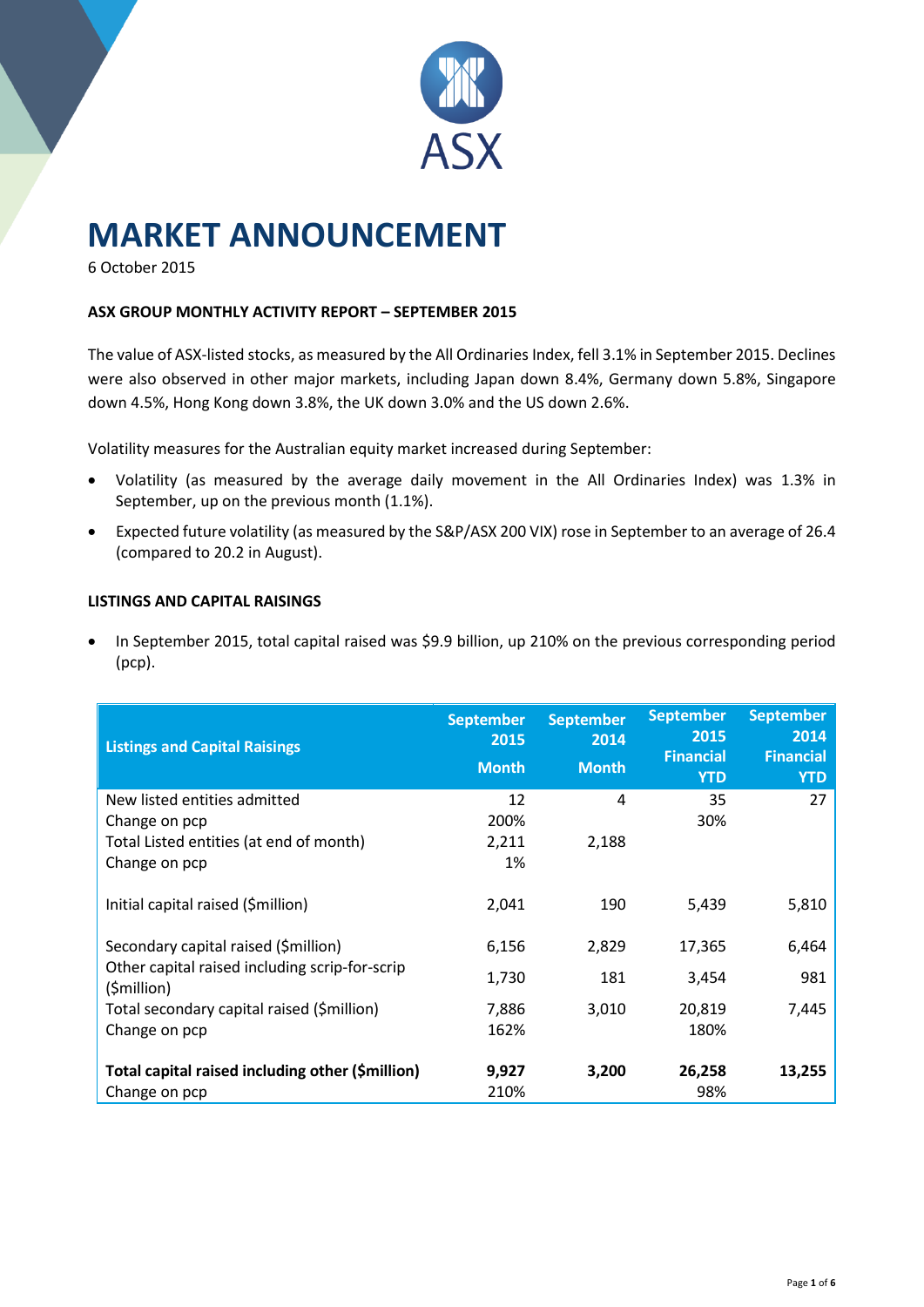ASX

# MARKET ANNOUNCEMENT

6 October 2015

**ASX GROUP MONTHLY ACTIVITY REPORT – SEPTEMBER 2015**

The value of ASX-listed stocks, as measured by the All Ordinaries Index, fell 3.1% in September 2015. Declines were also observed in other major markets, including Japan down 8.4%, Germany down 5.8%, Singapore down 4.5%, Hong Kong down 3.8%, the UK down 3.0% and the US down 2.6%.

Volatility measures for the Australian equity market increased during September:

- Volatility (as measured by the average daily movement in the All Ordinaries Index) was 1.3% in September, up on the previous month (1.1%).
- Expected future volatility (as measured by the S&P/ASX 200 VIX) rose in September to an average of 26.4 (compared to 20.2 in August).

**LISTINGS AND CAPITAL RAISINGS**

- In September 2015, total capital raised was $9.9 billion, up 210% on the previous corresponding period (pcp).

| Listings and Capital Raisings | September 2015 Month | September 2014 Month | September 2015 Financial YTD | September 2014 Financial YTD |
|---|---|---|---|---|
| New listed entities admitted | 12 | 4 | 35 | 27 |
| Change on pcp | 200% | | 30% | |
| Total Listed entities (at end of month) | 2,211 | 2,188 | | |
| Change on pcp | 1% | | | |
| Initial capital raised ($million) | 2,041 | 190 | 5,439 | 5,810 |
| Secondary capital raised ($million) | 6,156 | 2,829 | 17,365 | 6,464 |
| Other capital raised including scrip-for-scrip ($million) | 1,730 | 181 | 3,454 | 981 |
| Total secondary capital raised ($million) | 7,886 | 3,010 | 20,819 | 7,445 |
| Change on pcp | 162% | | 180% | |
| **Total capital raised including other ($million)** | **9,927** | **3,200** | **26,258** | **13,255** |
| Change on pcp | 210% | | 98% | |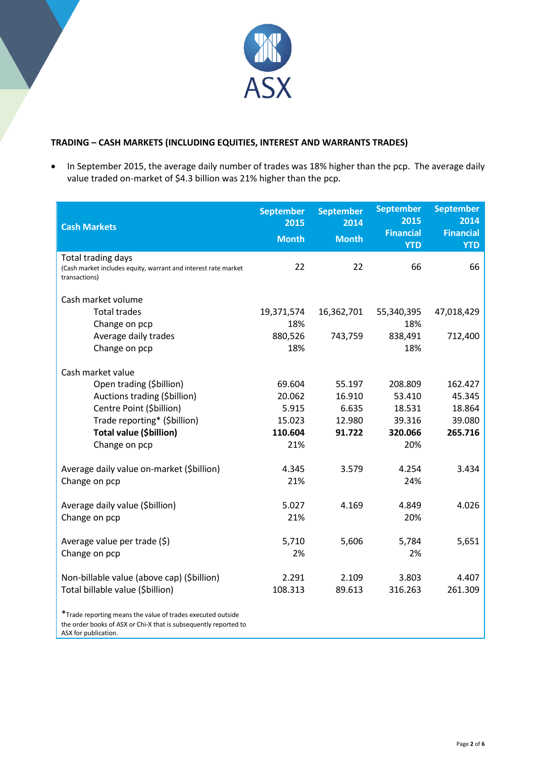## TRADING – CASH MARKETS (INCLUDING EQUITIES, INTEREST AND WARRANTS TRADES)

- In September 2015, the average daily number of trades was 18% higher than the pcp. The average daily value traded on-market of $4.3 billion was 21% higher than the pcp.

| Cash Markets | September 2015 Month | September 2014 Month | September 2015 Financial YTD | September 2014 Financial YTD |
|---|---|---|---|---|
| Total trading days (Cash market includes equity, warrant and interest rate market transactions) | 22 | 22 | 66 | 66 |
| Cash market volume | | | | |
| Total trades | 19,371,574 | 16,362,701 | 55,340,395 | 47,018,429 |
| Change on pcp | 18% | | 18% | |
| Average daily trades | 880,526 | 743,759 | 838,491 | 712,400 |
| Change on pcp | 18% | | 18% | |
| Cash market value | | | | |
| Open trading ($billion) | 69.604 | 55.197 | 208.809 | 162.427 |
| Auctions trading ($billion) | 20.062 | 16.910 | 53.410 | 45.345 |
| Centre Point ($billion) | 5.915 | 6.635 | 18.531 | 18.864 |
| Trade reporting* ($billion) | 15.023 | 12.980 | 39.316 | 39.080 |
| **Total value ($billion)** | **110.604** | **91.722** | **320.066** | **265.716** |
| Change on pcp | 21% | | 20% | |
| Average daily value on-market ($billion) | 4.345 | 3.579 | 4.254 | 3.434 |
| Change on pcp | 21% | | 24% | |
| Average daily value ($billion) | 5.027 | 4.169 | 4.849 | 4.026 |
| Change on pcp | 21% | | 20% | |
| Average value per trade ($) | 5,710 | 5,606 | 5,784 | 5,651 |
| Change on pcp | 2% | | 2% | |
| Non-billable value (above cap) ($billion) | 2.291 | 2.109 | 3.803 | 4.407 |
| Total billable value ($billion) | 108.313 | 89.613 | 316.263 | 261.309 |

*Trade reporting means the value of trades executed outside the order books of ASX or Chi-X that is subsequently reported to ASX for publication.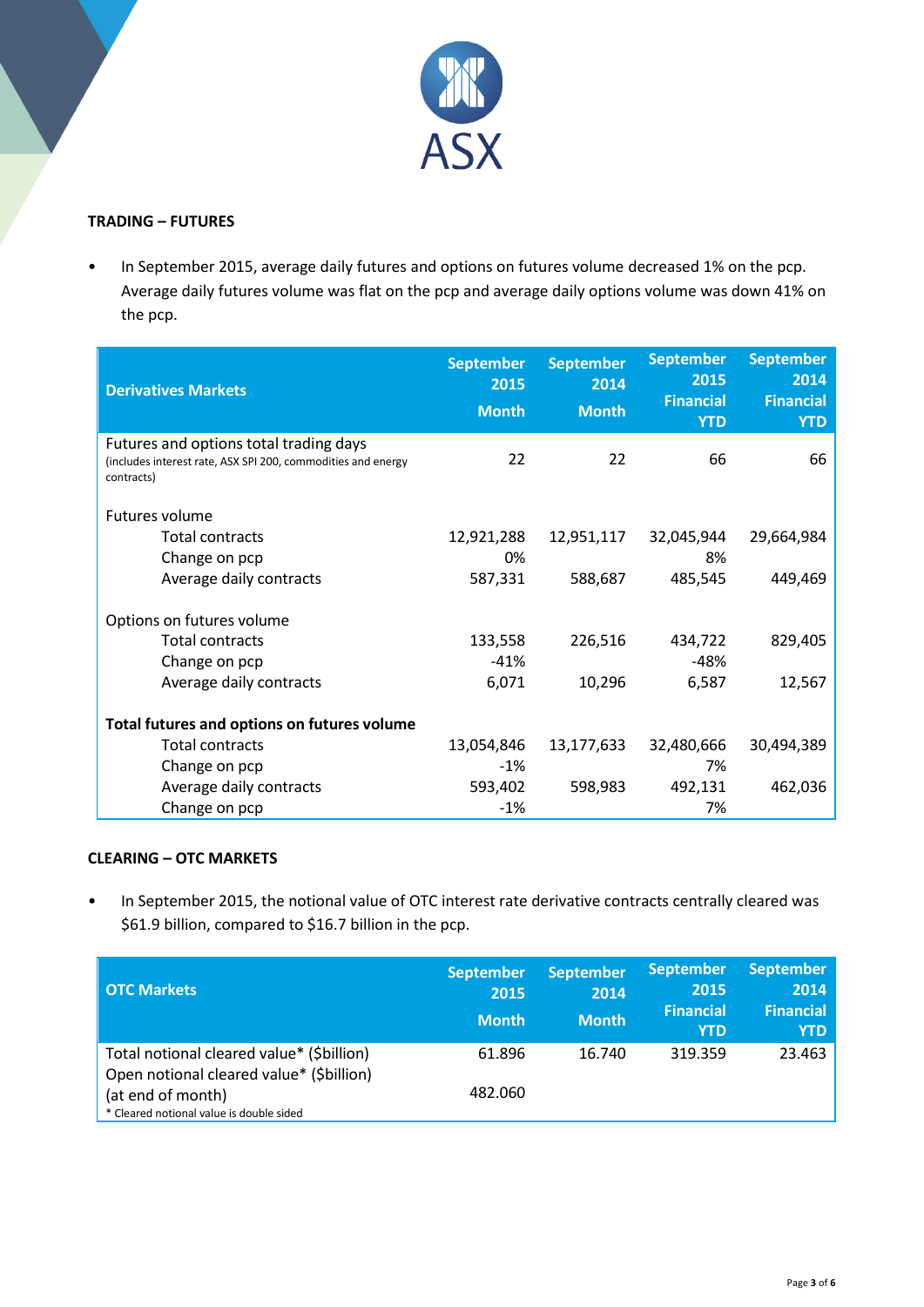**TRADING – FUTURES**

- In September 2015, average daily futures and options on futures volume decreased 1% on the pcp. Average daily futures volume was flat on the pcp and average daily options volume was down 41% on the pcp.

| Derivatives Markets | September 2015 Month | September 2014 Month | September 2015 Financial YTD | September 2014 Financial YTD |
|---|---|---|---|---|
| Futures and options total trading days (includes interest rate, ASX SPI 200, commodities and energy contracts) | 22 | 22 | 66 | 66 |
| **Futures volume** | | | | |
| Total contracts | 12,921,288 | 12,951,117 | 32,045,944 | 29,664,984 |
| Change on pcp | 0% | | 8% | |
| Average daily contracts | 587,331 | 588,687 | 485,545 | 449,469 |
| **Options on futures volume** | | | | |
| Total contracts | 133,558 | 226,516 | 434,722 | 829,405 |
| Change on pcp | -41% | | -48% | |
| Average daily contracts | 6,071 | 10,296 | 6,587 | 12,567 |
| **Total futures and options on futures volume** | | | | |
| Total contracts | 13,054,846 | 13,177,633 | 32,480,666 | 30,494,389 |
| Change on pcp | -1% | | 7% | |
| Average daily contracts | 593,402 | 598,983 | 492,131 | 462,036 |
| Change on pcp | -1% | | 7% | |

**CLEARING – OTC MARKETS**

- In September 2015, the notional value of OTC interest rate derivative contracts centrally cleared was $61.9 billion, compared to $16.7 billion in the pcp.

| OTC Markets | September 2015 Month | September 2014 Month | September 2015 Financial YTD | September 2014 Financial YTD |
|---|---|---|---|---|
| Total notional cleared value* ($billion) | 61.896 | 16.740 | 319.359 | 23.463 |
| Open notional cleared value* ($billion) (at end of month) | 482.060 | | | |

\* Cleared notional value is double sided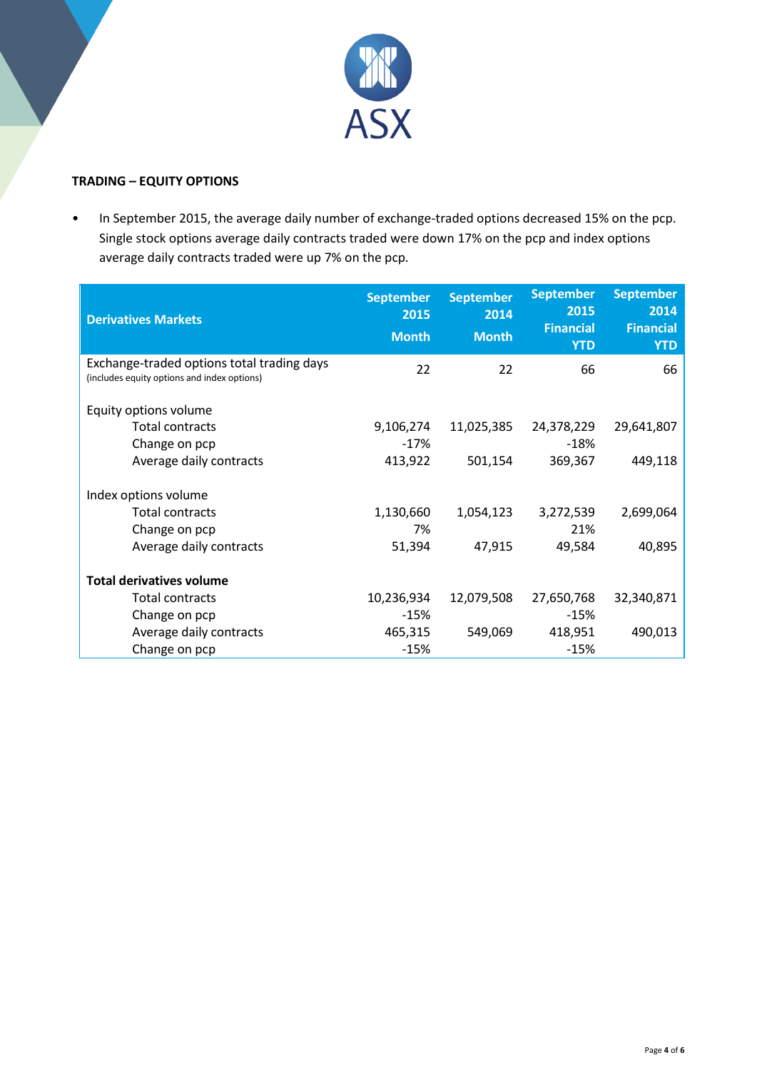**TRADING – EQUITY OPTIONS**

- In September 2015, the average daily number of exchange-traded options decreased 15% on the pcp. Single stock options average daily contracts traded were down 17% on the pcp and index options average daily contracts traded were up 7% on the pcp.

| Derivatives Markets | September 2015 Month | September 2014 Month | September 2015 Financial YTD | September 2014 Financial YTD |
|---|---|---|---|---|
| Exchange-traded options total trading days (includes equity options and index options) | 22 | 22 | 66 | 66 |
| Equity options volume | | | | |
| Total contracts | 9,106,274 | 11,025,385 | 24,378,229 | 29,641,807 |
| Change on pcp | -17% | | -18% | |
| Average daily contracts | 413,922 | 501,154 | 369,367 | 449,118 |
| Index options volume | | | | |
| Total contracts | 1,130,660 | 1,054,123 | 3,272,539 | 2,699,064 |
| Change on pcp | 7% | | 21% | |
| Average daily contracts | 51,394 | 47,915 | 49,584 | 40,895 |
| **Total derivatives volume** | | | | |
| Total contracts | 10,236,934 | 12,079,508 | 27,650,768 | 32,340,871 |
| Change on pcp | -15% | | -15% | |
| Average daily contracts | 465,315 | 549,069 | 418,951 | 490,013 |
| Change on pcp | -15% | | -15% | |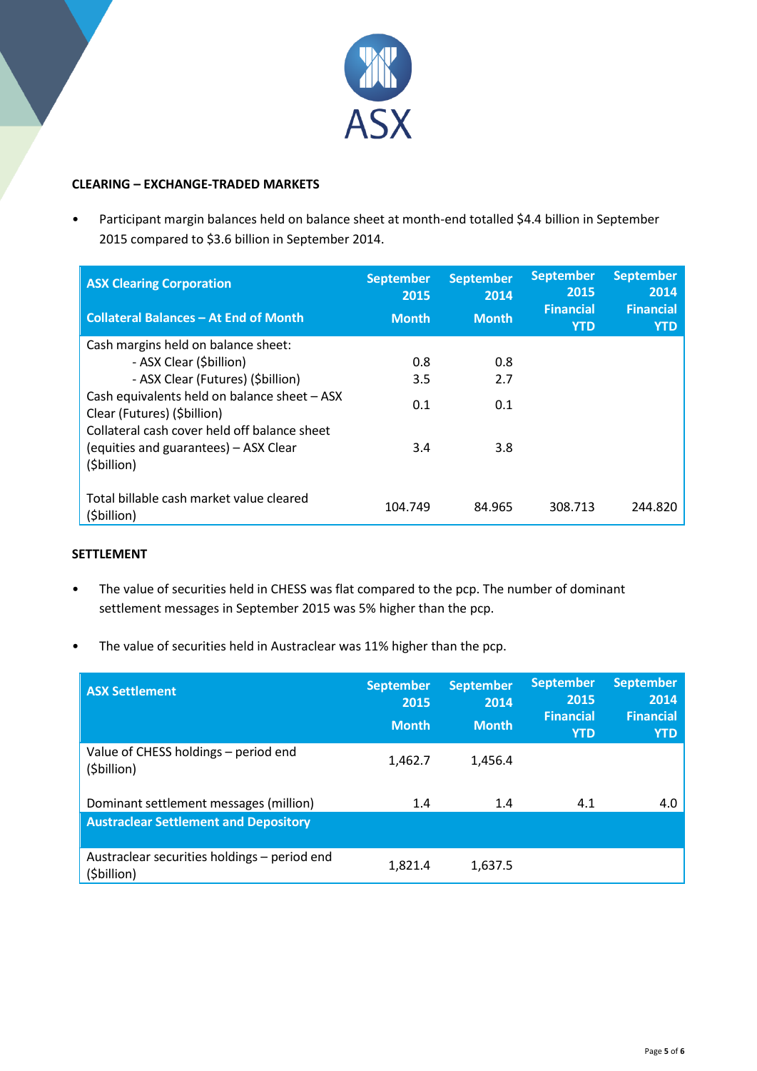**CLEARING – EXCHANGE-TRADED MARKETS**

- Participant margin balances held on balance sheet at month-end totalled $4.4 billion in September 2015 compared to $3.6 billion in September 2014.

| ASX Clearing Corporation<br><br>Collateral Balances – At End of Month | September 2015<br><br>Month | September 2014<br><br>Month | September 2015 Financial YTD | September 2014 Financial YTD |
|---|---|---|---|---|
| Cash margins held on balance sheet: | | | | |
| - ASX Clear ($billion) | 0.8 | 0.8 | | |
| - ASX Clear (Futures) ($billion) | 3.5 | 2.7 | | |
| Cash equivalents held on balance sheet – ASX Clear (Futures) ($billion) | 0.1 | 0.1 | | |
| Collateral cash cover held off balance sheet (equities and guarantees) – ASX Clear ($billion) | 3.4 | 3.8 | | |
| Total billable cash market value cleared ($billion) | 104.749 | 84.965 | 308.713 | 244.820 |

**SETTLEMENT**

- The value of securities held in CHESS was flat compared to the pcp. The number of dominant settlement messages in September 2015 was 5% higher than the pcp.

- The value of securities held in Austraclear was 11% higher than the pcp.

| ASX Settlement | September 2015<br><br>Month | September 2014<br><br>Month | September 2015 Financial YTD | September 2014 Financial YTD |
|---|---|---|---|---|
| Value of CHESS holdings – period end ($billion) | 1,462.7 | 1,456.4 | | |
| Dominant settlement messages (million) | 1.4 | 1.4 | 4.1 | 4.0 |
| **Austraclear Settlement and Depository** | | | | |
| Austraclear securities holdings – period end ($billion) | 1,821.4 | 1,637.5 | | |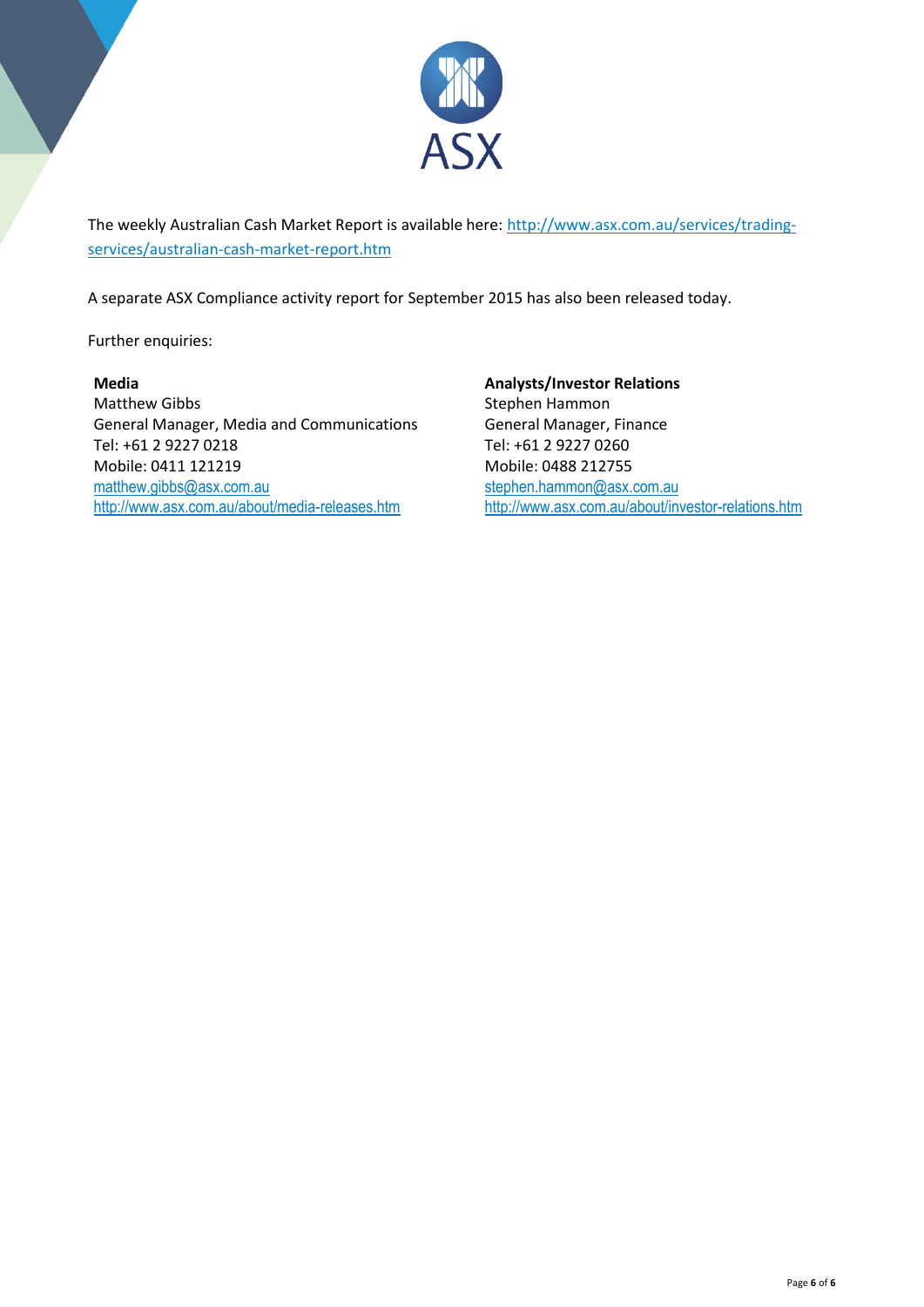The weekly Australian Cash Market Report is available here: http://www.asx.com.au/services/trading-services/australian-cash-market-report.htm

A separate ASX Compliance activity report for September 2015 has also been released today.

Further enquiries:

**Media**
Matthew Gibbs
General Manager, Media and Communications
Tel: +61 2 9227 0218
Mobile: 0411 121219
matthew.gibbs@asx.com.au
http://www.asx.com.au/about/media-releases.htm

**Analysts/Investor Relations**
Stephen Hammon
General Manager, Finance
Tel: +61 2 9227 0260
Mobile: 0488 212755
stephen.hammon@asx.com.au
http://www.asx.com.au/about/investor-relations.htm